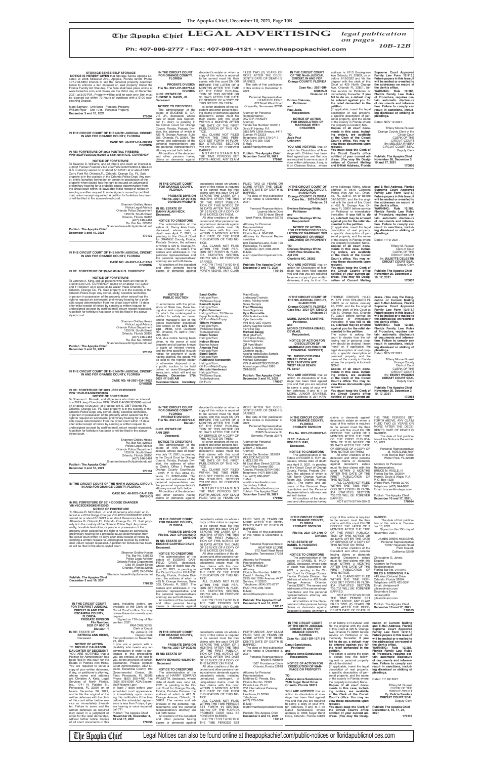# The Apopka Chief LEGAL ADVERTISING

*legal publication on pages 10B-12B*

**Ph: 407-886-2777 • Fax: 407-889-4121 • www.theapopkachief.com**

---

**STORAGE SENSE SELF STORAGE**

**NOTICE IS HEREBY GIVEN** that Storage Sense Apopka Located at 2208 Stillwater Ave., Apopka, Florida 32703 Phone 407-703-8854 intends to sell the personal property described below to enforce a lien imposed on said property Under the Florida Facility Act Statutes. The Sale shall take place online at www.lockerfox.com and closes on the 22nd day of December 2021, at 3:00 P.M.. Property will be sold for cash only. Unit must be cleared out within 72 hours of purchase with a $100 cash cleaning Deposit.

Mark Salmeyr - Unit 6058 - Personal Property
William Ryan - Unit 1045 - Personal Property
**December 3 and 10, 2021** **170094**

---

**IN THE CIRCUIT COURT OF THE NINTH JUDICIAL CIRCUIT, IN AND FOR ORANGE COUNTY, FLORIDA**

**CASE NO: 48-2021-CA-009597 DIVISION**

**IN RE: FORFEITURE OF 2002 PONTIAC FIREBIRD VIN# 2G2FV22G222152903 & $624.00 IN U.S. CURRENCY**

**NOTICE OF FORFEITURE**

To Tavarice D. Williams, and all others who claim an interest in a 2002 Pontiac Firebird VIN# 2G2FV22G222152903 & $624.00 U.S. Currency seized on or about 8/17/2021 at or about 5827 Curry Ford Rd. Orlando, FL, Orlando, Orange Co., FL. Said property is in the custody of the Orlando Police Dept. Any owner, entity, bonafide lienholder, or person in possession of the property when seized has the right to request an adversarial preliminary hearing for a probable cause determination from the circuit court within 15 days after initial receipt of notice by sending a written request to undersigned counsel by certified mail, return receipt requested. A petition for forfeiture has been or will be filed in the above-styled court.

Shannon Gridley Hesse
Police Legal Advisor
Orlando Police Department
1250 W. South Street
Orlando, Florida 32805
(407) 246-2464
Fla. Bar No. 528633
Shannon.hesse@cityoforlando.net

**Publish: The Apopka Chief**
**December 3 and 10, 2021** **170132**

---

**IN THE CIRCUIT COURT OF THE NINTH JUDICIAL CIRCUIT, IN AND FOR ORANGE COUNTY, FLORIDA**

**CASE NO: 48-2021-CA-011243 DIVISION**

**IN RE: FORFEITURE OF $9,643.00 IN U.S. CURRENCY**

**NOTICE OF FORFEITURE**

To Lorenzo A. King, and all persons who claim an interest in a $9,643.00 U.S. CURRENCY seized on or about 10/12/2021 and 11/16/2021 at or about 3343 Walter Place Orlando, FL, Orlando, Orange Co., FL. Said property is in the custody of the Orlando Police Dept. Any owner, entity, bonafide lienholder, or person in possession of the property when seized has the right to request an adversarial preliminary hearing for a probable cause determination from the circuit court within 15 days after initial receipt of notice by sending a written request to undersigned counsel by certified mail, return receipt requested. A petition for forfeiture has been or will be filed in the above-styled court.

Shannon Gridley Hesse
Police Legal Advisor
Orlando Police Department
1250 W. South Street
Orlando, Florida 32805
(407) 246-2464
Fla. Bar No. 528633
Shannon.hesse@cityoforlando.net

**Publish: The Apopka Chief**
**December 3 and 10, 2021** **170133**

---

**IN THE CIRCUIT COURT OF THE NINTH JUDICIAL CIRCUIT, IN AND FOR ORANGE COUNTY, FLORIDA**

**CASE NO: 48-2021-CA-11025 DIVISION**

**IN RE: FORFEITURE OF 2019 JEEP CHEROKEE VIN# 1C4RJEAG0KC850886**

**NOTICE OF FORFEITURE**

To Shannon L. Muroski, and all persons who claim an interest in a 2019 Jeep Cherokee VIN# 1C4RJEAG0KC850886 seized on or about 10/20/2021 at or about 496 S. OBT Orlando, FL, Orlando, Orange Co., FL. Said property is in the custody of the Orlando Police Dept. Any owner, entity, bonafide lienholder, or person in possession of the property when seized has the right to request an adversarial preliminary hearing for a probable cause determination from the circuit court within 15 days after initial receipt of notice by sending a written request to undersigned counsel by certified mail, return receipt requested. A petition for forfeiture has been or will be filed in the above-styled court.

Shannon Gridley Hesse
Fla. Bar No. 528633
Police Legal Advisor
Orlando Police Department
1250 W. South Street
Orlando, Florida 32805
(407) 246-2464
Shannon.hesse@cityoforlando.net

**Publish: The Apopka Chief**
**December 3 and 10, 2021** **170134**

---

**IN THE CIRCUIT COURT OF THE NINTH JUDICIAL CIRCUIT, IN AND FOR ORANGE COUNTY, FLORIDA**

**CASE NO: 48-2021-CA-11255 DIVISION**

**IN RE: FORFEITURE OF 2014 DODGE CHARGER VIN #2C3CDXBG6EH193363**

**NOTICE OF FORFEITURE**

To Shaune R. McCollum, Jr. and all persons who claim an interest in a 2014 Dodge Charger VIN #2C3CDXBG6EH193363 seized on or about 6/1/2021 at or about Governors Ave. & Alhambra Dr. Orlando FL, Orlando, Orange Co., FL. Said property is in the custody of the Orlando Police Dept. Any owner, entity, bonafide lienholder, or person in possession of the property when seized has the right to request an adversarial preliminary hearing for a probable cause determination from the circuit court within 15 days after initial receipt of notice by sending a written request to undersigned counsel by certified mail, return receipt requested. A petition for forfeiture has been or will be filed in the above-styled court.

Shannon Gridley Hesse
Fla. Bar No. 528633
Police Legal Advisor
Orlando Police Department
1250 W. South Street
Orlando, Florida 32805
(407) 246-2464
Shannon.hesse@cityoforlando.net

**Publish: The Apopka Chief**
**December 3 and 10, 2021** **170135**

---

**IN THE CIRCUIT COURT FOR THE FIRST JUDICIAL CIRCUIT IN AND FOR ESCAMBIA COUNTY, FLORIDA**
**PROBATE DIVISION**
**File Number: 2020 CP 000108**
**Division: T**

IN RE: ESTATE OF **PATRICIA ANN HICKS,** Deceased.

**NOTICE OF ACTION**
**TO: MICHELE CAUZABON DAUGHTER OF DECEDENT**

YOU ARE NOTIFIED that a Petition for Administration has been filed in this court for the Estate of Patricia Ann Hicks. You are required to serve a copy of your written defenses, if any, on petitioner's attorney, whose name and address are Christine A. Kelly, Legal Services of North Florida, Inc., 1741 N. Palafox St., Pensacola, FL 32501 on or before December 26, 2021, and to file the original of the written defenses with the clerk of this court either before service or immediately thereafter. Failure to serve and file written defenses as required may result in a judgment or order for the relief demanded, without further notice. Copies of all court documents in this case, including orders, are available at the Clerk of the Circuit Court's office. You may review these documents upon request.

Signed on 17th day of November, 2021.

PAM CHILDERS,
Clerk of Circuit
By: Jamie D. Dill
Deputy Clerk

First publication on November 25, 2021

If you are a person with a disability who needs any accommodation in order to participate in this proceeding, you are entitled, at no cost to you, to the provision of certain assistance. Please contact Court Administration, ADA Liaison, Escambia County, 190 Governmental Center, 5th Floor, Pensacola, FL 32502 Phone (850) 595-4400 (Fax (850) 595-0360 ADA.Escambia@flcourts1.gov at least 7 days before your scheduled court appearance, or immediately upon receiving this notification if the time before the scheduled appearance is less than 7 days; if you are hearing or voice impaired, call 711.

**Publish: The Apopka Chief**
**November 26, December 3, 10 and 17, 2021** **170055**

---

**IN THE CIRCUIT COURT FOR ORANGE COUNTY, FLORIDA**
**PROBATE DIVISION**
**File No. 2021-CP-003752-O DIVISION**

**IN RE: ESTATE OF EUGENE G. DAVIS, JR. Deceased.**

**NOTICE TO CREDITORS**

The administration of the estate of EUGENE G. DAVIS JR., deceased, whose date of death was September 11, 2021, is pending in the Circuit Court for Orange County, Florida, Probate Division, the address of which is 425 N. Orange Avenue, Suite 355, Orlando, FL 32801. The names and addresses of the personal representative and the personal representative's attorney are set forth below.

All creditors of the decedent and other persons having claims or demands against decedent's estate on whom a copy of this notice is required to be served must file their claims with this court ON OR BEFORE THE LATER OF 3 MONTHS AFTER THE TIME OF THE FIRST PUBLICATION OF THIS NOTICE OR 30 DAYS AFTER THE DATE OF SERVICE OF A COPY OF THIS NOTICE ON THEM.

All other creditors of the decedent and other persons having claims or demands against decedent's estate must file their claims with this court WITHIN 3 MONTHS AFTER THE DATE OF THE FIRST PUBLICATION OF THIS NOTICE.

ALL CLAIMS NOT FILED WITHIN THE TIME PERIODS SET FORTH IN FLORIDA STATUTES SECTION 733.702 WILL BE FOREVER BARRED.

NOTWITHSTANDING THE TIME PERIODS SET FORTH ABOVE, ANY CLAIM FILED TWO (2) YEARS OR MORE AFTER THE DECEDENT'S DATE OF DEATH IS BARRED.

The date of first publication of this notice is December 3, 2021.

Personal Representative:
HEATHER LEONE
672 Noel West Road
Graysville, Tennessee 37338

Attorney for Personal Representative:
DAVID F. HANLEY
Attorney
Florida Bar Number: 946613
David F. Hanley, P.A.
2855 NW 126th Avenue, #417
Sunrise, Fl 33323
Telephone: (954) 370-0717
FAX: (754) 206-1926
E-Mail:
david@hanleyfirm.com

**Publish: The Apopka Chief**
**December 3 and 10, 2021** **170161**

---

**IN THE CIRCUIT COURT OF THE Ninth JUDICIAL CIRCUIT, IN AND FOR Orange COUNTY, FLORIDA**

**Case No.: 2021-DR-008805-O**
**Division: 42**

**Brutus Claimise, Petitioner**
**and**
**Paul Jude, Respondent.**

**NOTICE OF ACTION FOR DISSOLUTION OF MARRIAGE WITH CHILDREN**

**TO: Jude Paul Unknown**

**YOU ARE NOTIFIED** that an action for Dissolution of Marriage with Children has been filed against you and that you are required to serve a copy of your written defenses, if any, to it on Claimise Brutus, whose address is 6113 Brookgreen Ave Orlando, FL 32839, on or before 1/13/2022 and file the original with the clerk of this Court at 425 North Orange Ave, Orlando, FL 32801, before service on Petitioner or immediately thereafter. **If you fail to do so, a default may be entered against you for the relief demanded in the petition.**

{If applicable, insert the legal description of real property, a specific description of personal property, and the name of the county in Florida where the property is located} N/A.

**Copies of all court documents in this case, including orders, are available at the Clerk of the Circuit Court's office. You may review these documents upon request.**

**You must keep the Clerk of the Circuit Court's office notified of your current address. (You may file Designation of Current Mailing and E-Mail Address, Florida Supreme Court Approved Family Law Form 12.915.) Future papers in this lawsuit will be mailed or e-mailed to the addresses on record at the clerk's office.**

**WARNING: Rule 12.285, Florida Family Law Rules of Procedure, requires certain automatic disclosure of documents and information. Failure to comply can result in sanctions, including dismissal or striking of pleadings.**

Dated: NOV 19 2021.

Tiffany Moore Russell
Orange County Clerk of the Circuit Court
CLERK OF THE CIRCUIT COURT
By: MELISSA RIVERA
CIRCUIT COURT SEAL
Deputy Clerk

**Publish: The Apopka Chief**
**November 26, December 3, 10 and 17, 2021** **170056**

---

**IN THE CIRCUIT COURT FOR ORANGE COUNTY, FLORIDA**
**PROBATE DIVISION**
**File No. 2021-CP-001566 DIVISION PROBATE**

**IN RE: ESTATE OF DANNY ALAN HECK Deceased.**

**NOTICE TO CREDITORS**

The administration of the estate of Danny Alan Heck, deceased, whose date of death was April 7, 2021, is pending in the Circuit Court for ORANGE County, Florida, Probate Division, the address of which is 425 N. Orange Avenue, Orlando, FL 32801. The names and addresses of the personal representative and the personal representative's attorney are set forth below.

All creditors of the decedent and other persons having claims or demands against decedent's estate on whom a copy of this notice is required to be served must file their claims with this court ON OR BEFORE THE LATER OF 3 MONTHS AFTER THE TIME OF THE FIRST PUBLICATION OF THIS NOTICE OR 30 DAYS AFTER THE DATE OF SERVICE OF A COPY OF THIS NOTICE ON THEM.

All other creditors of the decedent and other persons having claims or demands against decedent's estate must file their claims with this court WITHIN 3 MONTHS AFTER THE DATE OF THE FIRST PUBLICATION OF THIS NOTICE.

ALL CLAIMS NOT FILED WITHIN THE TIME PERIODS SET FORTH IN FLORIDA STATUTES SECTION 733.702 WILL BE FOREVER BARRED.

NOTWITHSTANDING THE TIME PERIODS SET FORTH ABOVE, ANY CLAIM FILED TWO (2) YEARS OR MORE AFTER THE DECEDENT'S DATE OF DEATH IS BARRED.

The date of first publication of this notice is December 3, 2021.

Personal Representative:
Leanne Marie Dorn
218 S Hazel Street
West Pains, Missouri 65775

Attorney for Personal Representative:
Eric Ennique Esq.
Florida Bar # 0041998
Attorney for Personal Representative
836 Executive Lane, Suite 120
Rockledge, FL 32955
Telephone: (321) 638-2009
E-Mail:
e.ennique@enniquelawfirm.com

**Publish: The Apopka Chief**
**December 3 and 10, 2021** **170160**

---

**IN THE CIRCUIT COURT OF THE 9th JUDICIAL CIRCUIT, IN AND FOR Orange COUNTY, FLORIDA**

**Case No.: 2021-DR-2422**
**Division: 31**

**Evelyne Nalwoga White, Petitioner**
**and**
**Chelsea Shaltoya White Respondent.**

**NOTICE OF ACTION FOR PETITION FOR DISSOLUTION OF MARRIAGE W/O DEPENDENT OR MINOR CHILDREN) OR PROPERTY**

**TO: Chelsea Shaltoya White 10025 Pine Shadow Dr, Apt 209 Charlotte NC, 28262**

**YOU ARE NOTIFIED** that an action for Dissolution of Marriage has been filed against you and that you are required to serve a copy of your written defenses, if any, to it on Evelyne Nalwoga White, whose address is 5518 Carcena Pointe Way Apt. 421, Orlando, FL, 32810, on or before 01/13/2022, and file the original with the clerk of this Court at 425 N. Orange Ave, Orlando FL 32801 before service on Petitioner or immediately thereafter. **If you fail to do so, a default may be entered against you for the relief demanded in the petition.**

{If applicable, insert the legal description of real property, a specific description of personal property, and the name of the county in Florida where the property is located} None.

**Copies of all court documents in this case, including orders, are available at the Clerk of the Circuit Court's office. You may review these documents upon request.**

**You must keep the Clerk of the Circuit Court's office notified of your current address. (You may file Designation of Current Mailing and E-Mail Address, Florida Supreme Court Approved Family Law Form 12.915.) Future papers in this lawsuit will be mailed or e-mailed to the address(es) on record at the clerk's office.**

**WARNING: Rule 12.285, Florida Family Law Rules of Procedure, requires certain automatic disclosure of documents and information. Failure to comply can result in sanctions, including dismissal or striking of pleadings.**

Dated: 11/ 9/ 2021.

Tiffany M. Russell
Clerk of Court
CLERK OF THE CIRCUIT COURT
By: **JULIETTE CELESTIN**
**CIRCUIT COURT SEAL**
Deputy Clerk

**Publish: The Apopka Chief**
**November 26, December 3, 10, 17, 2021** **170057**

---

**NOTICE OF PUBLIC AUCTION**

In accordance with the provisions of State law, there being due and unpaid charges for which the undersigned is entitled to satisfy an owner and/or manager's lien of the goods hereinafter described and stored at the **Life Storage #6510**, 7244 Overland Rd. Orlando, FL 32810 (407) 295-6580.

And, due notice having been given, to the owner of said property and all parties known to claim an interest therein, and the time specified in such notice for payment of such having expired, the goods will be sold to the highest bidder or otherwise disposed of at a public auction to be held online at www.StorageTreasures.com, which will end on **Monday, December 27th 2021 @10:00 AM**

**Customer Name Inventory**

**Sandi Duffie**
Hsld gds/Furn, TV/Stereo Equip
**Kenneth Ayers**
Hsld gds/Furn
**Dylan Foreman**
Hsld gds/Furn, TV/Stereo Equip, Tools/Applnces, Off Furn/Mach/Equip
**Tiffany Philemon**
Hsld gds/Furn, TV/Stereo Equip, Tools/Applnces
**Eboni Tucker**
Hsld gds/Furn
**Nelson Rivera**
Boxes house
**Amanda Pauf**
Hsld gds/Furn
**Rachel Smith**
Hsld gds/Furn
**Rublevskii Konstantin**
Hsld gds/Furn, Off Furn/Mach/Equip
**Marquis Henderson**
Hsld gds/Furn, TV/Stereo Equip, Tools/Applnces, Off Furn/ Mach/Equip, Landscping/Constrctn equip, Accting rcrds/ Sales Samps
**Fred Wamsley**
Tools/Applnces
**Kyle Baronville**
Vehicle Automobile
Kyle Baronville
VIN 1N4AL2C16249
Chevy Caprice Green
1979 No Tag
**Michael Schwager**
Hsld gds/Furn, TV/Stereo Equip, Tools/Applnces, Off Furn/Mach/ Equip, Lndscpng/ Cnstrctn equip, Acctng rcrds/Sales Sampls, Vehicle Automobile
Michael Schwager
VIN JH4KA8278SC002643
Acura Legend Red 1995
CHN5265

**Publish: The Apopka Chief**
**December 3 and 10, 2021** **170097**

---

**IN THE CIRCUIT COURT OF THE 9th JUDICIAL CIRCUIT, IN AND FOR Orange COUNTY, FLORIDA**

**Case No.: 2021-DR-13863-O**
**Division: 31**

**MORIL JUNIOR SAINTINE, Petitioner,**
**and**
**MIDRID CEPHORA ISMAEL DEVILAS, Respondent,**

**NOTICE OF ACTION FOR DISSOLUTION OF MARRIAGE (NO CHILD OR FINANCIAL SUPPORT)**

**TO: MIDRID CEPHORA ISMAEL DEVILAS 3715 EASTVIEW AVE WEST PALM BEACH FL 33407**

**YOU ARE NOTIFIED** that an action for dissolution of marriage has been filed against you and that you are required to serve a copy of your written defenses, if any, to it on MORIL JUNIOR SAINTINE, whose address is 351 HAWTHORNE GROVES HILLS PL APT #103 ORLANDO FL 32835 on or before January 20, 2022, and file the original with the clerk of this Court at 425 N. Orange Ave, Orlando FL 32801 before service on Petitioner or immediately thereafter. **If you fail to do so, a default may be entered against you for the relief demanded in the petition.**

The action is asking the court to decide how the following real or personal property should be divided: [insert "none" or, if applicable, the legal description of real property, a specific description of personal property, and the name of the county in Florida where the property is located] NONE

**Copies of all court documents in this case, including orders, are available at the Clerk of the Circuit Court's office. You may review these documents upon request.**

**You must keep the Clerk of the Circuit Court's office notified of your current address. (You may file Designation of Current Mailing and E-Mail Address, Florida Supreme Court Approved Family Law Form 12.915.) Future papers in this lawsuit will be mailed or e-mailed to the address(es) on record at the clerk's office.**

**WARNING: Rule 12.285, Florida Family Law Rules of Procedure, requires certain automatic disclosure of documents and information. Failure to comply can result in sanctions, including dismissal or striking of pleadings.**

Dated: NOV 22 2021.

Tiffany Moore Russell
Orange County
Clerk of Court
CLERK OF THE CIRCUIT COURT
By: **EBONY WIGGINS**
**CIRCUIT COURT SEAL**
Deputy Clerk

**Publish: The Apopka Chief**
**November 26, December 3, 10, 17, 2021** **170088**

---

**IN THE CIRCUIT COURT FOR ORANGE COUNTY, FLORIDA**
**PROBATE DIVISION**
**File No. 2021-CP-003725-O Division**

**IN RE: ESTATE OF ANN ORR Deceased.**

**NOTICE TO CREDITORS**

The administration of the estate of ANN ORR, deceased, whose date of death was July 17, 2021, is pending in the Circuit Court for Orange County, Florida, Probate Division, the address of which is Clerk of Courts Orange County Courthouse - #355, P. O. Box 4994, Orlando, FL 32802-4994. The names and addresses of the personal representative and the personal representative's attorney are set forth below.

All creditors of the decedent and other persons having claims or demands against decedent's estate on whom a copy of this notice is required to be served must file their claims with this court ON OR BEFORE THE LATER OF 3 MONTHS AFTER THE TIME OF THE FIRST PUBLICATION OF THIS NOTICE OR 30 DAYS AFTER THE DATE OF SERVICE OF A COPY OF THIS NOTICE ON THEM.

All other creditors of the decedent and other persons having claims or demands against decedent's estate must file their claims with this court WITHIN 3 MONTHS AFTER THE DATE OF THE FIRST PUBLICATION OF THIS NOTICE.

ALL CLAIMS NOT FILED WITHIN THE TIME PERIODS SET FORTH IN FLORIDA STATUTES SECTION 733.702 WILL BE FOREVER BARRED.

NOTWITHSTANDING THE TIME PERIODS SET FORTH ABOVE, ANY CLAIM FILED TWO (2) YEARS OR MORE AFTER THE DECEDENT'S DATE OF DEATH IS BARRED.

The date of first publication of this notice is December 3, 2021.

Personal Representative:
Marilyn Orr Zindle
23925 Sundance Dr.
Sorrento, Florida 32776

Attorney for Personal Representative:
William J. McLeod
Attorney
Florida Bar Number: 322024
MCLEOD MCLEOD & MCLEOD PA
48 East Main Street (32703)
Post Office Drawer 950
Apopka, Florida 32704-0950
Telephone: (407) 886-3300
Fax: (407) 886-0087
E-Mail:
wjm@mcleodlawfirm.com
Secondary E-Mail:
sallen@mcleodlawfirm.com

**Publish: The Apopka Chief**
**December 3 and 10, 2021** **170102**

---

**IN THE CIRCUIT COURT FOR ORANGE COUNTY, FLORIDA**
**PROBATE DIVISION**
**File No. 2021-CP-003671-O**

**IN RE: Estate of ROGER D. RAY, Deceased.**

**NOTICE TO CREDITORS**

The administration of the Estate of ROGER D. RAY, deceased, whose date of death was April 2, 2021, is pending in the Circuit Court of Orange County, Florida, Probate Division, the address of which is 425 North Orange Avenue, Room 355, Orlando, Florida 32801. The name and address of the Personal Representative and the Personal Representative's attorney are set forth below.

All creditors of the decedent and other persons having claims or demands against decedent's estate on whom a copy of this notice is required to be served must file their claims with this court ON OR BEFORE THE LATER OF 3 MONTHS AFTER THE TIME OF THE FIRST PUBLICATION OF THIS NOTICE OR 30 DAYS AFTER THE DATE OF SERVICE OF A COPY OF THIS NOTICE ON THEM.

All other creditors of the decedent and other persons having claims or demands against decedent's estate must file their claims with this court WITHIN 3 MONTHS AFTER THE DATE OF THE FIRST PUBLICATION OF THIS NOTICE.

ALL CLAIMS NOT FILED WITHIN THE TIME PERIODS SET FORTH IN FLORIDA STATUTES SECTION 733.702 WILL BE FOREVER BARRED.

NOTWITHSTANDING THE TIME PERIODS SET FORTH ABOVE, ANY CLAIM FILED TWO (2) YEARS OR MORE AFTER THE DECEDENT'S DATE OF DEATH IS BARRED.

The date of first publication of this Notice is December 10, 2021.

Personal Representative:
M. ROSALIND RAY
1400 Bonnie Burn Circle
Winter Park, FL 32789

Attorney for Personal Representative:
BRUCE M. WIGLE, III
Florida Bar No. 293954
Murrah, Doyle & Wigle, P.A.
P. O. Box 1328
Winter Park, Florida 32790
Telephone: (407) 644-9801
Email: bruce.wigle@mdwpa.com

Publish: The Apopka Chief
**December 10 and 17, 2021** **170164**

---

**IN THE CIRCUIT COURT FOR ORANGE COUNTY, FLORIDA**
**PROBATE DIVISION**
**File No. 2021-CP-003765-O DIVISION**

**IN RE: ESTATE OF EUGENE GARFIELD DAVIS Deceased.**

**NOTICE TO CREDITORS**

The administration of the estate of EUGENE GARFIELD DAVIS, deceased, whose date of death was August 20, 2021, is pending in the Circuit Court for ORANGE County, Florida, Probate Division, the address of which is 425 N. Orange Avenue, Suite 355, Orlando, FL 32801. The names and addresses of the personal representative and the personal representative's attorney are set forth below.

All creditors of the decedent and other persons having claims or demands against decedent's estate on whom a copy of this notice is required to be served must file their claims with this court ON OR BEFORE THE LATER OF 3 MONTHS AFTER THE TIME OF THE FIRST PUBLICATION OF THIS NOTICE OR 30 DAYS AFTER THE DATE OF SERVICE OF A COPY OF THIS NOTICE ON THEM.

All other creditors of the decedent and other persons having claims or demands against decedent's estate must file their claims with this court WITHIN 3 MONTHS AFTER THE DATE OF THE FIRST PUBLICATION OF THIS NOTICE.

ALL CLAIMS NOT FILED WITHIN THE TIME PERIODS SET FORTH IN FLORIDA STATUTES SECTION 733.702 WILL BE FOREVER BARRED.

NOTWITHSTANDING THE TIME PERIODS SET FORTH ABOVE, ANY CLAIM FILED TWO (2) YEARS OR MORE AFTER THE DECEDENT'S DATE OF DEATH IS BARRED.

The date of first publication of this notice is December 3, 2021.

Personal Representative:
HEATHER LEONE
672 Noel West Road
Graysville, Tennessee 37338

Attorney for Personal Representative:
DAVID F. HANLEY
Attorney
Florida Bar Number: 946613
David F. Hanley, P.A.
2855 NW 126th Avenue, #417
Sunrise, Fl 33323
Telephone: (954) 370-0717
FAX: (754) 206-1926
E-Mail:
david@hanleyfirm.com

**Publish: The Apopka Chief**
**December 3 and 10, 2021** **170147**

---

**IN THE CIRCUIT COURT FOR ORANGE COUNTY, FLORIDA**
**PROBATE DIVISION**
**File No. 2021-CP-3795-O Division**

**IN RE: ESTATE OF DANIEL B. HUDGENS Deceased.**

**NOTICE TO CREDITORS**

The administration of the estate of DANIEL B. HUDGENS, deceased, whose date of death was September 10, 2021, is pending in the Circuit Court for Orange County, Florida, Probate Division, the address of which is 425 North Orange Avenue, Orlando, Florida 32801. The names and addresses of the personal representative and the personal representative's attorney are set forth below.

All creditors of the Decedent and other persons having claims or demands against Decedent's estate, on whom a copy of this notice is required to be served, must file their claims with this court ON OR BEFORE THE LATER OF 3 MONTHS AFTER THE TIME OF THE FIRST PUBLICATION OF THIS NOTICE OR 30 DAYS AFTER THE DATE OF SERVICE OF A COPY OF THIS NOTICE ON THEM.

All other creditors of the Decedent and other persons having claims or demands against Decedent's estate must file their claims with this court WITHIN 3 MONTHS AFTER THE DATE OF THE FIRST PUBLICATION OF THIS NOTICE.

ALL CLAIMS NOT FILED WITHIN THE TIME PERIODS SET FORTH IN FLORIDA STATUTES SECTION 733.702 WILL BE FOREVER BARRED.

NOTWITHSTANDING THE TIME PERIOD SET FORTH ABOVE, ANY CLAIM FILED TWO (2) YEARS OR MORE AFTER THE DECEDENT'S DATE OF DEATH IS BARRED.

The date of first publication of this notice is December 10, 2021.

Signed on this 15th day of November, 2021.

JAMES DREW HUDGENS
Personal Representative
73787 Riverbank Road
Palm Desert, California 92260

Christopher G. Jones, Esquire
Attorney for Personal Representative
Florida Bar No. 0119040
GILES & ROBINSON, P.A.
445 West Colonial Drive
Orlando, Florida 32804
Telephone: (407) 425-3591
Email: chrisjones@gilesrobinson.com
Secondary Email:
lindseyatt@gilesrobinson.com

Publish: The Apopka Chief
**December 10 and 17, 2021** **170165**

---

**IN THE CIRCUIT COURT FOR ORANGE COUNTY, FLORIDA**
**PROBATE DIVISION**
**File No. 2021-CP-003245**

**IN RE: ESTATE OF HARRY EDWARD WILMOTH Deceased.**

**NOTICE TO CREDITORS**

The administration of the estate of HARRY EDWARD WILMOTH, deceased, whose date of death was June 24, 2021, is pending in the Circuit Court for Orange County, Florida, Probate Division, the address of which is 425 N. Orange Avenue, Orlando, FL 32801. The names and addresses of the personal representative and the personal representative's attorney are set forth below.

All creditors of the decedent and other persons having claims or demands against decedent's estate on whom a copy of this notice is required to be served must file their claims with this court ON OR BEFORE THE LATER OF 3 MONTHS AFTER THE TIME OF THE FIRST PUBLICATION OF THIS NOTICE OR 30 DAYS AFTER THE DATE OF SERVICE OF A COPY OF THIS NOTICE ON THEM.

All other creditors of the decedent and other persons having claims or demands against decedent's estate, including unmatured, contingent, or unliquidated claims, must file their claims with this court WITHIN 3 MONTHS AFTER THE DATE OF THE FIRST PUBLICATION OF THIS NOTICE.

ALL CLAIMS NOT FILED WITHIN THE TIME PERIODS SET FORTH IN SECTION 733.702 OF THE FLORIDA PROBATE CODE WILL BE FOREVER BARRED.

NOTWITHSTANDING THE TIME PERIODS SET FORTH ABOVE, ANY CLAIM FILED TWO (2) YEARS OR MORE AFTER THE DECEDENT'S DATE OF DEATH IS BARRED.

The date of first publication of this notice is December 3, 2021.

Personal Representative:
Bryan E Wilmoth
1567 Providence Circle
Orlando,Florida 32818

Attorney for Personal Representative:
Matthew D. Pineda, Esq.
Florida Bar No. 72323
Pineda Law, PLLC
250 International Parkway Ste. 212
Heathrow,Fl 32746
Telephone:
(407) 775-1290
E-Mail:
matt@matthewpinedalaw.com

Publish: The Apopka Chief
**December 3 and 10, 2021** **170122**

---

**IN THE CIRCUIT COURT OF THE NINTH JUDICIAL CIRCUIT, IN AND FOR ORANGE COUNTY, FLORIDA**

**Case No.: 2021-DR-13715-O**

**Danut Sandulescu, Petitioner**
**and**
**Adriana Anna Sandulescu Respondent.**

**NOTICE OF ACTION FOR DISSOLUTION OF MARRIAGE (NO CHILDREN)**

**TO: Adriana Anna Sandulescu 7686 Sugar Bend Drive Orlando, Florida 32819**

**YOU ARE NOTIFIED** that an action for dissolution of marriage has been filed against you and that you are required to serve a copy of your written defenses, if any, to it on Danut Sandulescu, whose address is 7686 Sugar Bend Drive, Orlando, Florida 32819 on or before 01/13/2022, and file the original with the clerk of this Court at 425 N. Orange Ave, Orlando FL 32801 before service on Petitioner or immediately thereafter. **If you fail to do so, a default may be entered against you for the relief demanded in the petition.**

The action is asking the court to decide how the following real or personal property should be divided:

{If applicable, insert the legal description of real property, a specific description of personal property, and the name of the county in Florida where the property is located} None.

**Copies of all court documents in this case, including orders, are available at the Clerk of the Circuit Court's office. You may review these documents upon request.**

**You must keep the Clerk of the Circuit Court's office notified of your current address. (You may file Designation of Current Mailing and E-Mail Address, Florida Supreme Court Approved Family Law Form 12.915.) Future papers in this lawsuit will be mailed or e-mailed to the address(es) on record at the clerk's office.**

**WARNING: Rule 12.285, Florida Family Law Rules of Procedure, requires certain automatic disclosure of documents and information. Failure to comply can result in sanctions, including dismissal or striking of pleadings.**

Dated: 11/ 18/ 2021.

Tiffany M. Russell
CLERK OF THE CIRCUIT COURT
By: **Grace Katherine**
**CIRCUIT COURT SEAL**
Deputy Clerk

**Publish: The Apopka Chief**
**December 3, 10, 17, 24, 2021** **170116**

---

Legal Notices can also be found online at theapopkachief.com/public-notices or floridapublicnotices.com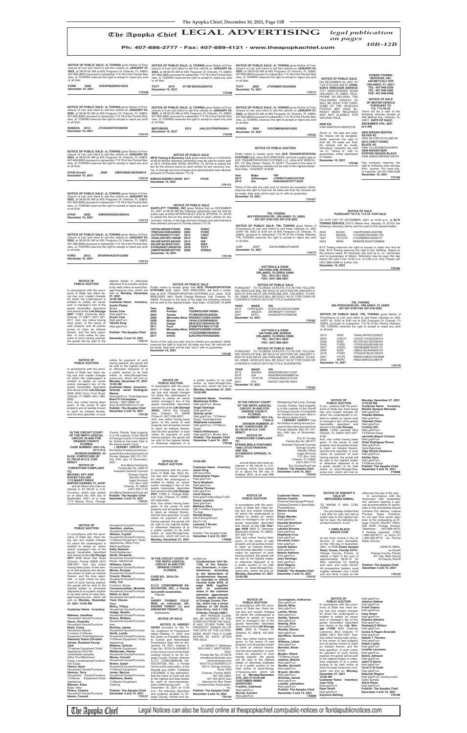# The Apopka Chief LEGAL ADVERTISING

*legal publication on pages 10B-12B*

Ph: 407-886-2777 • Fax: 407-889-4121 • www.theapopkachief.com

---

**NOTICE OF PUBLIC SALE: JL TOWING** gives Notice of Foreclosure of Lien and intent to sell this vehicle on **JANUARY 07, 2022,** at 08:00:00 AM at 605 Ferguson Dr Orlando, FL 32805, 407-802-8600 pursuant to subsection 713.78 of the Florida Statutes. JL TOWING reserves the right to accept or reject any and/or all bids.

**FORD 2009 3FAHP08Z09R216354**
**December 10, 2021**

170180

---

**NOTICE OF PUBLIC SALE: JL TOWING** gives Notice of Foreclosure of Lien and intent to sell this vehicle on **JANUARY 04, 2022,** at 08:00:00 AM at 605 Ferguson Dr Orlando, FL 32805, 407-802-8600 pursuant to subsection 713.78 of the Florida Statutes. JL TOWING reserves the right to accept or reject any and/or all bids.

**YAMAHA 2012 JY43GG0373C036360**
**December 10, 2021**

170170

---

**NOTICE OF PUBLIC SALE: JL TOWING** gives Notice of Foreclosure of Lien and intent to sell this vehicle on **JANUARY 05, 2022,** at 08:00:00 AM at 605 Ferguson Dr Orlando, FL 32805, 407-802-8600 pursuant to subsection 713.78 of the Florida Statutes. JL TOWING reserves the right to accept or reject any and/or all bids.

**HYUN Accent 2008 KMHCN36C48U056916**
**December 10, 2021**

170172

---

**NOTICE OF PUBLIC SALE: JL TOWING** gives Notice of Foreclosure of Lien and intent to sell this vehicle on **JANUARY 04, 2022,** at 08:00:00 AM at 605 Ferguson Dr Orlando, FL 32805, 407-802-8600 pursuant to subsection 713.78 of the Florida Statutes. JL TOWING reserves the right to accept or reject any and/or all bids.

**HYUN 2002 KMHDN45D02U395245**
**December 10, 2021**

170173

---

**NOTICE OF PUBLIC SALE: JL TOWING** gives Notice of Foreclosure of Lien and intent to sell this vehicle on **JANUARY 04, 2022,** at 08:00:00 AM at 605 Ferguson Dr Orlando, FL 32805, 407-802-8600 pursuant to subsection 713.78 of the Florida Statutes. JL TOWING reserves the right to accept or reject any and/or all bids.

**FORD 2012 3FAHP0HAXCR152065**
**December 10, 2021**

170174

---

**NOTICE OF PUBLIC SALE: JL TOWING** gives Notice of Foreclosure of Lien and intent to sell this vehicle on **JANUARY 04, 2022,** at 08:00:00 AM at 605 Ferguson Dr Orlando, FL 32805, 407-802-8600 pursuant to subsection 713.78 of the Florida Statutes. JL TOWING reserves the right to accept or reject any and/or all bids.

**TOYT 2010 4T1BF3EK5AU569743**
**December 10, 2021**

170168

---

**NOTICE OF PUBLIC SALE: JL TOWING** gives Notice of Foreclosure of Lien and intent to sell this vehicle on **JANUARY 04, 2022,** at 08:00:00 AM at 605 Ferguson Dr Orlando, FL 32805, 407-802-8600 pursuant to subsection 713.78 of the Florida Statutes. JL TOWING reserves the right to accept or reject any and/or all bids.

**MITSUBISHI 2012 JA4LS31P5WP040041**
**December 10, 2021**

170169

---

**NOTICE OF PUBLIC SALE**

**MFSI Towing & Recovery, LLC** gives notice that on 01/04/2022 at 08:30 AM the following vehicles(s) may be sold by public sale at 3274 OVERLAND ROAD APOPKA, FL 32703 to satisfy the lien for the amount owed on each vehicle for any recovery, towing, or storage services charges and administrative fees allowed pursuant to Florida statute 713.78.

**KMHGC4DE0BU135506 2011 HYUN**
**December 10, 2021**

170175

---

**NOTICE OF PUBLIC SALE**

**BARTLETT TOWING, INC** gives Notice that on DECEMBER 24, 2021 at 08:30 AM the following vehicle(s) may be sold by public sale at 2252 APOPKA BLVD, STE B, APOPKA, FL 32703 to satisfy the lien for the amount owed on each vehicle for any recovery, towing, or storage services charges and administrative fees allowed pursuant to Florida statute 713.78.

| | | |
|---|---|---|
| 1D7HA18D94S779346 | 2004 | DODG |
| 1FMCU0H93KA69852 | 2019 | FORD |
| 1G1PC5SH0C7111531 | 2012 | CHEV |
| 1N4AL3AP3DC156598 | 2013 | NISS |
| 3N1AB7AP3FL669493 | 2015 | NIS |
| 3N1AR18L39C614541 | 2009 | NISS |
| 5YFBURHE7JP836705 | 2018 | TOYT |
| JHMCP26496C007702 | 2009 | HONDA |

**December 10, 2021**

170178

---

**NOTICE OF PUBLIC SALE: JL TOWING** gives Notice of Foreclosure of Lien and intent to sell this vehicle on **JANUARY 04, 2022,** at 08:00:00 AM at 605 Ferguson Dr Orlando, FL 32805, 407-802-8600 pursuant to subsection 713.78 of the Florida Statutes. JL TOWING reserves the right to accept or reject any and/or all bids.

**TOYT 2002 JT3GN86R120242906**
**December 10, 2021**

170171

---

**NOTICE OF PUBLIC SALE: JL TOWING** gives Notice of Foreclosure of Lien and intent to sell this vehicle on **JANUARY 07, 2022,** at 08:00:00 AM at 605 Ferguson Dr Orlando, FL 32805, 407-802-8600 pursuant to subsection 713.78 of the Florida Statutes. JL TOWING reserves the right to accept or reject any and/or all bids.

**HONDA 2004 1HGCM66584A016262**
**December 10, 2021**

170181

---

**NOTICE OF PUBLIC AUCTION**

Public notice is hereby given that **ACE TRANSPORTATION SYSTEMS LLC,** d/b/a ACE WRECKER, will hold a public sale at ACE TRANSPORTATION SYSTEMS LLC, d/b/a ACE WRECKER, 101 Bay Street, Ocoee, FL 34761. Pursuant to the laws of the state the following vehicles will be sold to the highest bidder. Sale Date: 12/22/2021 At 8AM

| Year | Make | VIN |
|---|---|---|
| 2013 | Volkswagen | 1VWBH7A36DC037025 |
| 2014 | Kia | KNDJN2A21E7712534 |

Terms of the sale are cash and no checks are accepted. Seller reserves the right to final bid. All sales are final. No refunds will be made. Sale auto will be sold "as is" with no guarantee.
**December 10, 2021**

170167

---

**TRL TOWING**
**605 FERGUSON DR., ORLANDO, FL 32805**
**407-207-4790 FAX 407-578-3052**

**NOTICE OF PUBLIC SALE: TRL TOWING** gives Notice of Foreclosure of Lien and intent to sell these vehicles on JANUARY 09, 2022 at 8:00 am at 605 Ferguson Dr Orlando, FL 32805, pursuant to subsection 713.78 of the Florida Statutes. TRL TOWING reserves the right to accept or reject any and/or all bids.

**2020 JEEP ZACNJABB5LPL50940**
**December 10, 2021**

170177

---

**NOTICE OF PUBLIC SALE**

ON DECEMBER 23, 2021 AT 7:00 O'CLOCK AM AT **JOHNSON'S WRECKER SERVICE** 7777 NARCOOSSEE ROAD ORLANDO, FL 32822, TELEPHONE 407-293-2540, THE FOLLOWING VEHICLE (S) WILL BE SOLD FOR CASH. SOME OF THE VEHICLES POSTED MAY HAVE ALREADY BEEN RELEASED AND NOT ELIGIBLE FOR SALVAGE SALE.

**2009 KIA**
VIN# KNAFE241495023739

Terms of the sale are cash. No checks will be accepted. Seller reserves the right to final bid. All sales are final. No refunds will be made. Vehicle(s)/ vessel(s) are sold "as is", "where is", with no guarantees, either expressed or implied.
**December 10, 2021**

170189

---

**POWER TOWING SERVICES, INC.**
**440 METCALF AVE**
**ORLANDO, FL 32811**
**TEL: 407-948-2338**
**TEL: 407-948-2283**
**FAX: 407-948-0498**

**NOTICE OF SALE OF MOTOR VEHICLE PURSUANT TO F.S. 713.78 (5)**

There will be a sale of the following vehicles located at 440 Metcalf Ave, Orlando, FL 32811. **DATE OF SALE: DECEMBER 27th, 2021 at 9 AM**

**2005 NISSAN SENTRA SILVER 4D**
VIN# 3N1CB51D15L538726
**2013 CHEVY SONIC BLACK 4D**
VIN# 1G1JE5SB2D4244645
**2000 NISSAN MUR STATION WAGON BLACK**
VIN# JN8AZ1MW4BW158705

Tow company reserves the right to withdraw said vehicles from auction. For more info, or inquiries, call 407-948-2338
**December 10, 2021**

170186

---

**NOTICE OF SALE PURSUANT TO F.S. 713.78 FOR SALE**

On 31ST DAY OF DECEMBER, 2021 at 10:00 a.m., at **BJ'S TOWING SERVICE,** 670 E. Mason Ave., Apopka, FL 32703, the following vehicle(s) will be sold for cash to the highest bidder:

| | | |
|---|---|---|
| 2004 | BUICK | 1G4HP52K64U240786 |
| 2010 | MAZDA | 1YVHZ8CH0A5M01730 |
| 1997 | TOYOTA | JT2AE09W0V0049072 |
| 2003 | MNNI | WMWRE33423TD68806 |

BJ'S Towing reserves the right to accept or reject any and all bids. BJ'S Towing reserves the right to bid. Bidding begins at the amount owed. All Vehicle(s) are sold as is, no warranties and no guarantees of title(s). Vehicle(s) may be seen the day before the sale From 10:00 a.m. to 3:00 p.m. only. Please call (407) 886-0568 for further info.
**December 10, 2021**

170184

---

**NOTICE OF PUBLIC AUCTION**

In accordance with the provisions of State law, there being due and unpaid charges for which the undersigned is entitled to satisfy an owner and/ or manager's lien of the goods hereinafter described and stored at the **Life Storage #507** 11583 University Blvd. Orlando, Fl 32817 (407) 207-0011. And, due notice having been given, to the owner of said property and all parties known to claim an interest therein, and the time specified in such notice for payment of such having expired, the goods will be sold to the highest bidder or otherwise disposed of at a public auction to be held online at www.StorageTreasures.com, which will end on **Monday, December 27, 2021 10:00 AM**

**Customer Name Inventory**
**Austin Parker**
Boxes
**Susan Cole**
Hsld gds/Furn
**Susan Cole**
Hsld gds/Furn
**Takirah King**
Hsld gds/Furn

**Publish: The Apopka Chief**

**December 3 and 10, 2021**

170117

---

**NOTICE OF PUBLIC SALE**

Public notice is hereby given that **ACE TRANSPORTATION SYSTEMS LLC,** d/b/a ACE WRECKER, will hold a public sale at ACE TRANSPORTATION SYSTEMS LLC, d/b/a ACE WRECKER, 5601 South Orange Blossom Trail, Orlando, FL 32809. Pursuant to the laws of the state the following vehicles will be sold to the highest bidder. Sale Date: 12/22/2021 At 8AM

| Year | Make | VIN |
|---|---|---|
| 2002 | Pontiac | 1G2WK52J02F198564 |
| 2004 | Toyota | 4T1BE32K34U298352 |
| 2008 | Mercedes-Benz | WDDNG71X58A164946 |
| 2009 | Nissan | 1N4AL21E99N499453 |
| 2010 | Dodge | 2B3CA3CV4AH248109 |
| 2011 | Ford | 2FABP7EV4BX147756 |
| 2011 | Mercedes-Benz | WDDGF5GB9BR155430 |
| 2012 | Dodge | 1C3CDZAB6CN205224 |
| 2017 | Infiniti | 5JKCHSCPXHA025065 |

Terms of the sale are cash and no checks are accepted. Seller reserves the right to final bid. All sales are final. No refunds will be made. Sale auto will be sold "as is" with no guarantee.
**December 10, 2021**

170166

---

**KETTERLE & SONS**
**340 FAIRLANE AVENUE**
**ORLANDO, FLORIDA 32809**
**TEL: (407) 851-3953**
**FAX: (407) 888-2891**

**NOTICE OF PUBLIC SALE**

PURSUANT TO FLORIDA STATUTE 713.78 THE FOLLOWING VEHICLES WILL BE SOLD AT AUCTION ON JANUARY 6, 2022 AT 8:00 AM AT 340 FAIRLANE AVE. ORLANDO, FLORIDA 32809. VEHICLES WILL BE SOLD "AS IS" FOR CASH OR CASHIER'S CHECK WITH NO TITLE GUARANTEE.

| YEAR | MAKE | VIN |
|---|---|---|
| 2012 | CHRYSLER | 2C3CCACGXCH279896 |
| 2007 | MAZDA | JM1BK32F171679531 |
| 2007 | MITS | 4A3AK24F47E065036 |

**December 10, 2021**

170182

---

**KETTERLE & SONS**
**340 FAIRLANE AVENUE**
**ORLANDO, FLORIDA 32809**
**TEL: (407) 851-3953**
**FAX: (407) 888-2891**

**NOTICE OF PUBLIC SALE**

PURSUANT TO FLORIDA STATUTE 713.78 THE FOLLOWING VEHICLES WILL BE SOLD AT AUCTION ON JANUARY 2, 2022 AT 8:00 AM AT 340 FAIRLANE AVE. ORLANDO, FLORIDA 32809. VEHICLES WILL BE SOLD "AS IS" FOR CASH OR CASHIER'S CHECK WITH NO TITLE GUARANTEE.

| YEAR | MAKE | VIN |
|---|---|---|
| 2013 | MAZDA | JM3KE2BE0D0112387 |
| 2018 | KIA | KNADM4A34G6688134 |
| 2016 | TOYOTA | JTNKARJE6GJ518120 |
| 2010 | KIA | KNADC123016516344 |

**December 10, 2021**

170183

---

**TRL TOWING**
**605 FERGUSON DR., ORLANDO, FL 32805**
**407-207-4790 FAX 407-578-3052**

**NOTICE OF PUBLIC SALE: TRL TOWING** gives Notice of Foreclosure of Lien and intent to sell these vehicles on JANUARY 02, 2022 at 8:00 am at 605 Ferguson Dr Orlando, FL 32805, pursuant to subsection 713.78 of the Florida Statutes. TRL TOWING reserves the right to accept or reject any and/or all bids.

| | | |
|---|---|---|
| 2013 | NISS | 1N4AL3AP0DC255637 |
| 2005 | CHEVY | 1GCEC14X45Z235370 |
| 2008 | NISS | 3N1AB61E18C656445 |
| 2009 | FORD | 1FDXE45S39DA08102 |
| 2007 | DODG | 1B3HB48B67D245710 |
| 2009 | NISS | JN8AZ18U49W023724 |
| 2018 | FORD | 1FDXE4FS6JDC35279 |
| 2007 | HYUN | KMHDU46D67U022686 |
| 2002 | MERC | 4M2ZU86E32ZJ06576 |

**December 10, 2021**

170176

---

**NOTICE OF PUBLIC AUCTION**

In accordance with the provisions of State law, there being due and unpaid charges for which the undersigned is entitled to satisfy an owner and/or manager's lien of the goods hereinafter described and stored at the **Life Storage #620** 4020 Curry Ford Road, Orlando, Fl 32806 (407) 480-2032.

And, due notice having been given, to the owner of said property and all parties known to claim an interest therein, and the time specified in such notice for payment of such having expired, the goods will be sold to the highest bidder or otherwise disposed of at a public auction to be held online at www.StorageTreasures.com, which will end on **Monday, December 27, 2021 10:00 AM**

**Customer Name Inventory**
**Orlando Javier Rodriguez Nieves**
Hsld gds/Furn, Tools/Appliances
**Brent R Christopher**
Vehicle - 2007 BMW X5
Vin# 5UXFE43557L011125
**Publish: The Apopka Chief**
**December 3 and 10, 2021**

170126

---

**NOTICE OF PUBLIC AUCTION**

In accordance with the provisions of State law, there being due and unpaid charges for which the undersigned is entitled to satisfy an owner and/or manager's lien of the goods hereinafter described and stored at the **Life Storage #8364,** 14916 Old Cheney Hwy. Orlando, FL 32828 Phone #: (407) 208-9257.

And, due notice having been given, to the owner of said property and all parties known to claim an interest therein, and the time specified in such notice for payment of such having expired, the goods will be sold to the highest bidder or otherwise disposed of at a public auction to be held online at www.StorageTreasures.com, which will end on **Monday, December 27, 2021 10:00 AM**

**Customer Name Inventory**
**MacKenzie Griffin**
Hsld gds/Furn, Boxes
**Angel Santiago**
Hsld gds/Furn
**Sachas Javier**
Hsld gds/Furn, TV/Stereo Equip, Tools/Appliances
**Stephanie Lancaster**
Hsld gds/Furn, TV/Stereo Equip
**Felicia Williamson**
Hsld gds/Furn, Boxes, Bins
**Publish: The Apopka Chief**
**December 3 and 10, 2021**

170106

---

**IN THE CIRCUIT COURT OF THE NINTH JUDICIAL CIRCUIT, IN AND FOR ORANGE COUNTY, FLORIDA**
**CASE NUMBER: 2021-CA-011115-O**
**DIVISION NUMBER: 33**
**IN RE: FORFEITURE OF $1,700.00 IN U.S. CURRENCY**

**NOTICE OF FORFEITURE COMPLAINT**

**TO:**
**MICHAEL KEY AND ROGER COLLINS**
**1115 MAXEY DRIVE WINTER GARDEN, FL 34787**

and all others who claim an interest in $1,700.00 in U.S. Currency, which was seized on or about the 30th day of September, 2021, at or near 1115 Maxey Drive, Orange County, Florida. Said property is in the custody of the Sheriff of Orange County. A Complaint for forfeiture has been filed in the above-styled Court.

**I HEREBY CERTIFY** that this Notice is being served pursuant to the notice provisions of Florida Statutes 932.701-707, this 24th day of November, 2021.

Ann-Marie Delahunty
Florida Bar No. 006513
Assistant General Counsel
Orange County
Sheriff's Office
Legal Services
P.O. Box 1440
Orlando, FL 32802
(407) 254-7170
AnnMarie.Delahunty@ocfl.net
**Publish: The Apopka Chief**
**December 3 and 10, 2021**

170101

---

**NOTICE OF PUBLIC AUCTION**

In accordance with the provisions of State law, there being due and unpaid charges for which the undersigned is entitled to satisfy an owner and/or manager's lien of the goods hereinafter described and stored at the **Life Storage #037** 11955 S. Orange Blossom Trail, Orlando, FL 32837, 407-926-0024.

And, due notice having been given, to the owner of said property and all parties known to claim an interest therein, and the time specified in such notice for payment of such having expired, the goods will be sold to the highest bidder or otherwise disposed of at a public auction to be held online at www.StorageTreasures.com, which will end on **Monday, December 27, 2021**

**10:00 AM**

**Customer Name Inventory**
**Aurora King**
Othr/boxs/bns
**Aleshamarie Pagan**
Hsld gds/Furn
**Terry Abraham**
Hsld gds/Furn
**Thelma Thomas**
Hsld gds/Furn
**Carol Gaines**
Hsld gds/Furn/Bxs/Appl/Tv/Str
**Enese Joachim**
Hsld gds/Furn
**Ruben Silva**
Offc Frn/Mach Eqpmnt/ Trk Appl
**Richell Matias**
Othr/Clthng/Shoes/Mscl/Tv Str
**Lashana T Brown**
Hsld gds/Furn
**Publish: The Apopka Chief**
**December 3 and 10, 2021**

170095

---

**IN THE CIRCUIT COURT OF THE NINTH JUDICIAL CIRCUIT IN AND FOR ORANGE COUNTY, FLORIDA**
**CASE NUMBER: 2021-CA-11024-O**
**DIVISION NUMBER: 37**
**IN RE: FORFEITURE OF $5,155.00 IN U.S. CURRENCY**

**NOTICE OF FORFEITURE COMPLAINT**

**TO:**
**EFRAIN MELA-FONTANEZ**
**1068 LOTUS PARKWAY, UNIT 836**
**ALTAMONTE SPRINGS, FL 32714**

and all others who claim an interest in $5,155.00 in U.S. Currency, which was seized on or about the 9th day of October, 2021, at or near 468 Whispering Oak Lane, Orange County, Florida. Said property is in the custody of the Sheriff of Orange County. A Complaint for forfeiture has been filed in the above-styled Court.

**I HEREBY CERTIFY** that this Notice is being served pursuant to the notice provisions of Florida Statutes 932.701-707, this 24th day of November, 2021.

Eric D. Dunlap
Florida Bar No. 897477
Assistant General Counsel
Orange County
Sheriff's Office
Legal Services
P.O. Box 1440
Orlando, FL 32802
(407) 254-7170
Eric.Dunlap@ocfl.net
**Publish: The Apopka Chief**
**December 3 and 10, 2021**

170103

---

**NOTICE OF PUBLIC AUCTION**

In acc ordance with the provisions of State law, there being due and unpaid charges for which the undersigned is entitled to satisfy an owner and/or manager's lien of the goods hereinafter described and stored at the **Life Storage #8302,** 13450 Landstar Blvd Orlando, FL 32824 (407) 601-4169.

And, due notice having been given, to the owner of said property and all parties known to claim an interest therein, and the time specified in such notice for payment of such having expired, the goods will be sold to the highest bidder or otherwise disposed of at a public auction to be held online at www.StorageTreasures.com, which will end on **Monday, December 27, 2021 @10:00 AM**

**Customer Name Inventory**
**Natalia Vazquez Mercado**
Hsld gds/Furn
**Yessika Maltese**
Hsld gds/Furn
**Ybenesi Clerk**
Hsld gds/Furn
**Curtney Hill**
Hsld gds/Furn;
TV/Stereo Equip
**Jannette Mayoral Cortes**
Hsld gds/Furn
**Omar Rodriguez Rivera**
Hsld gds/Furn;
Tools/Appliances
**Olga Oquendo Calderon**
Hsld gds/Furn
**Ashley Gary**
Hsld gds/Furn;
TV/Stereo Equip
**Publish: The Apopka Chief**
**December 3 and 10, 2021**

170098

---

**NOTICE OF PUBLIC AUCTION**

In accordance with the provisions of State law, there being due and unpaid charges for which the undersigned is entitled to satisfy an owner and/or manager's lien of the goods hereinafter described and stored at the **Life Storage #077** 4066 Silver Star Road Orlando, Florida 32808 (407) 298-0451. And, due notice having been given, to the owner of said property and all parties known to claim an interest therein, and the time specified in such notice for payment of such having expired, the goods will be sold to the highest bidder or otherwise disposed of at a public auction to be held online at www.StorageTreasures.com, which will end on **Monday, December 27, 2021 10:00 AM**

**Customer Name Inventory**

**Mahone, Jonathan**
Household Goods/Furniture
**Davis, Charlotte**
Household Goods/Furniture
**Boyd, Corey**
Household Goods/ Furniture,TV/Stereo Equipment,Tools/Appliances
**Hasanaty Grace Christian Center, Rowland Young-Jack**
TV/stereo Equipment,Tools/ Appliances,Acct.Records/Sales samples, office Furn/Machines/ Equip.,Landscaping/Construction Equip
**Hilaire, Ilecia**
Household Goods/Furniture
**Denson, Terry**
Household Goods/Furniture, Tv/Stereo Equipment,Tools/ Appliances
**Manyen, Kiara**
Bags, totes
**Rivers, Charles**
Household Goods/Furniture
**Moore, Connell**
Household Goods/Furniture
**Hamilton, Joshua**
Household Goods/Furniture
**Watson, Crystal**
Household Goods/Furniture, Tv/Stereo Equipment, Tools/ Appliances, office Furn/ Machines/Equip.
**Kelly, Barbara**
Tools/Appliances
**Smith, Alvieshia**
Household Goods/Furniture, Boxes, Appliances
**Williams, Carrie**
Household Goods/Furniture
**Moran, Enrique**
Household Goods/Furniture
**Crouch, Shanta**
Household Goods/Furniture
**Kelly, Tori**
Furniture, Boxes
**Curmonmcclellan, Michelle**
Household Goods/Furniture
**Ndolo Jr, Ezra**
Household Goods/Furniture
**Trent, Steven**
Bags
**Mincy, Tiffany**
Household Goods/Furniture
**Hodge, Sandra**
Household Goods/Furniture
**Brisco, Brittany**
Household Goods/Furniture, tires
**Buckley, James**
Household Goods/Furniture
**Smith, Leolla**
Household Goods/Furniture, TV/Stereo Equipment, Tools/ Appliances
**Bellamy, Octavia**
TV/Stereo Equipment
**Maldonado, Hector**
Household Goods/Furniture
**Moore, Connell**
Household Goods/Furniture
**Brown, Isaiah**
Household Goods/Furniture, TV/Stereo Equipment
**Jones, Marcus**
Household Goods/Furniture
**Matthews, Iiesha**
TV/Stereo Equipment, Clothing
**Publish: The Apopka Chief**
**December 3 and 10, 2021**

170127

---

**IN THE CIRCUIT COURT OF THE NINTH JUDICIAL CIRCUIT IN AND FOR ORANGE COUNTY, FLORIDA**
**CASE NO.: 2019-CA-008489-O**

**S.C.O. CONDOMINIUM ASSOCIATION, INC., a Florida non-profit corporation,**
Plaintiff,
vs.
**GARRY THOMAS COLEMAN, an individual; UNKNOWN TENANT (1); and UNKNOWN TENANT (2),**
Defendants.

**NOTICE OF SALE**

**NOTICE IS HEREBY GIVEN** pursuant to the Final Judgment of Foreclosure dated October 11, 2021 and the Order on Plaintiff's Motion to Cancel and Reschedule Foreclosure Sale Set for November 18, 2021, entered in Case No. 2019-CA-008489-O in the Circuit Court of the Ninth Judicial Circuit in and for Orange County, Florida, wherein S.C.O. CONDOMINIUM ASSOCIATION, INC., a Florida not for profit corporation, is the Plaintiff and GARY THOMAS COLEMAN, the Defendant, that the Clerk of Court will sell to the highest and best bidder for cash at www.myorangeclerk.realforeclose.com on December 16, 2021 at 11:00 a.m., the following described real property situated in Orange County, Florida and described as:

**Condominium Unit No. 1106, of the Sanctuary Downtown, a Condominium, according to the Declaration of Condominium thereof, as recorded in official records book 8245, page 2528, together with an undivided share in the common elements appurtenant thereto, public records of Orange County, Florida, which has a street address of 100 South Eola Drive, Unit # 1106, Orlando, Florida 32801.**

ANY PERSON CLAIMING AN INTEREST IN THE SURPLUS FROM THE SALE, IF ANY, OTHER THAN THE PROPERTY OWNER AS OF THE DATE OF THE LIS PENDENS, MUST FILE A CLAIM WITHIN 60 DAYS AFTER THE SALE.

/s/ William C. Matthews
WILLIAM C. MATTHEWS, ESQ.
Florida Bar No. 0112079
wmatthews@shutts.com
mstout@shutts.com
SHUTTS & BOWEN LLP
300 S. Orange Avenue, Suite 1600
Orlando, Florida 32801
407-423-3200
407-425-8316 (fax)
Attorney for Star Tower Condominium Association, Inc.
**Publish: The Apopka Chief**
**December 3 and 10, 2021**

170150

---

**NOTICE OF PUBLIC AUCTION**

In accordance with the provisions of State law, there being due and unpaid charges for which the undersigned is entitled to satisfy an owner and/or manager's lien of the goods hereinafter described and stored at the **Life Storage #636** 4650 S. Semoran Boulevard Orlando, FL 32822, 407-823-7734.

And, due notice having been given, to the owner of said property and all parties known to claim an interest therein, and the time specified in such notice for payment of such having expired, the goods will be sold to the highest bidder or otherwise disposed of at a public auction to be held online at www.StorageTreasures.com, which will end on **Monday, December 27, 2021 10:00 AM**

**Customer Name Inventory**
**Kasena Castelle**
Personal belongings/Photos/ Clothes/Children's items/Wall Photos/Boxes
**Steven Acosta**
Boxes
**Diego Mendez**
Hsld gds/Furn
**Danielle Beckford**
Hsld gds/Furn
**Lakisha Browne**
Hsld gds/Furn
**Stephanie Cruz**
Hsld gds/Furn
**Fernando Colon**
Hsld gds/Furn
**Asante Sellers**
Hsld gds/Furn
**Nelson Adekson**
Hsld gds/Furn
**Juan Santiago**
Hsld gds/Furn
**Alvin Negron**
Hsld gds/Furn
**Publish: The Apopka Chief**
**December 3 and 10, 2021**

170107

---

**NOTICE OF SHERIFF'S SALE OF IMPOUNDED ANIMAL**

TO WHOM IT MAY CONCERN:

You are hereby notified that I will offer for sale and sell at public sale to the highest bidder for cash, the following described livestock, to-wit:

**1 (ONE) BLACK ANGUS COW**

at one thirty o'clock in the afternoon or soon thereafter, on the 14th day of December, 2021, at **1113 Ocoee Apopka Road, Ocoee, Florida 34761,** Orange County, Florida, to satisfy a claim in the sum of approximately $918.75 for fees, expenses for feeding and care, and costs hereof. All prospective bidders must register between one o'clock and one thirty o'clock on the afternoon of the sale.

In accordance with the Americans with Disabilities Act, persons needing a special accommodation to participate in this proceeding should contacts Eric Nieves, Judicial Process Sales Coordinator not later than seven days prior to the proceeding at Orange County Sheriff's Office, 425 North Orange Avenue, Telephone: (407)836-4570; If hearing impaired, (TDD) 1-800-955-8771, or Voice (V) 1-800-955-8770, via Florida Relay Service.

JOHN W. MINA,
as Sheriff
Orange County, Florida
BY: Sgt. Mark Garcia
As Deputy Sheriff

**Publish: The Apopka Chief**
**December 3 and 10, 2021**

170125

---

**NOTICE OF PUBLIC AUCTION**

In accordance with the provisions of State law, there being due and unpaid charges for which the undersigned is entitled to satisfy an owner and/or manager's lien of the goods hereinafter described and stored at the **Life Storage #068,** 2650 N. Powers Dr. Orlando, FL 32818, 407-293-6005.

And, due notice having been given, to the owner of said property and all parties known to claim an interest therein, and the time specified in such notice for payment of such having expired, the goods will be sold to the highest bidder or otherwise disposed of at a public auction to be held online at www.StorageTreasures.com, which will end on **Monday/December 27th, 2021@10:00 AM**

**CUSTOMER NAME INVENTORY**
**Franklin, Gabriezia**
Hsld gds/Furn
**Murray, Kareem**
Hsld gds/Furn
**Cunningham, Anthonice**
Hsld gds/Furn
**Garcia, Mitzy**
Hsld gds/Furn
**Lorthe, Windy**
Hsld gds/Furn
**Ashley, Takevia**
Hsld gds/Furn
**Deising, Rick**
Hsld gds/Furn
**Rowley, Steven**
Hsld gds/Furn
**Saintfima, Ternicier**
boxes
**Williams, Lilzzie**
Hsld gds/Furn
**Bernard, Abner**
boxes
**Bryden, Alfred**
TV/Stereo Equip
**Jenkins, Maxine**
Hsld gds/Furn
**Harden, Kenneth**
Hsld gds/Furn
**Bryson, Davidia**
Hsld gds/Furn
**Nicholas, Daniel**
Hsld gds/Furn
**Luckett, Johnathan**
Hsld gds/Furn
**Publish: The Apopka Chief**
**December 3 and 10, 2021**

170096

---

**NOTICE OF PUBLIC AUCTION**

In accordance with the provisions of State law, there being due and unpaid charges for which the undersigned is entitled to satisfy an owner and/or manager's lien of the goods hereinafter described and stored at the **Life Storage #1068** 9001 Eastmar Commons Blvd Orlando, Fl 32825 (407) 504-1957. And, due notice having been given, to the owner of said property and all parties known to claim an interest therein, and the time specified in such notice for payment of such having expired, the goods will be sold to the highest bidder or otherwise disposed of at a public auction to be held online at www.StorageTreasures.com, which will end on **Monday, December 27, 2021 10:00 AM**

**Customer Name Inventory**
**Juan Ortiz**
Hsld gds/Furn
**Ryan Smith**
Hsld gds/Furn
**Keyonna Behling**
Hsld gds/Furn
**Jabarus Nathan**
Hsld gds/Furn
**Frank Owens**
Hsld gds/Furn
**Ivory Ames**
Hsld gds/Furn
**Alondra Alondra**
Hsld gds/Furn
**Nashaad D Wilson**
Hsld gds/Furn
**Carlos A Pagan Alvarado**
Hsld gds/Furn
**Selene T Thomas**
Hsld gds/Furn
**Dedan Looby**
Hsld gds/Furn
**Lizzette Lecrusso**
Hsld gds/Furn
**Danny Johnson**
Hsld gds/Furn
**Jalieh S Harris**
Hsld gds/Furn
**Drew G St Aude**
Hsld gds/Furn
**Randiah Rogers**
Hsld gds/Furn, Acctng rcrds/ Sales Samples
**Alicia Perea**
Hsld gds/Furn
**Publish: The Apopka Chief**
**December 3 and 10, 2021**

170108

---

Legal Notices can also be found online at theapopkachief.com/public-notices or floridapublicnotices.com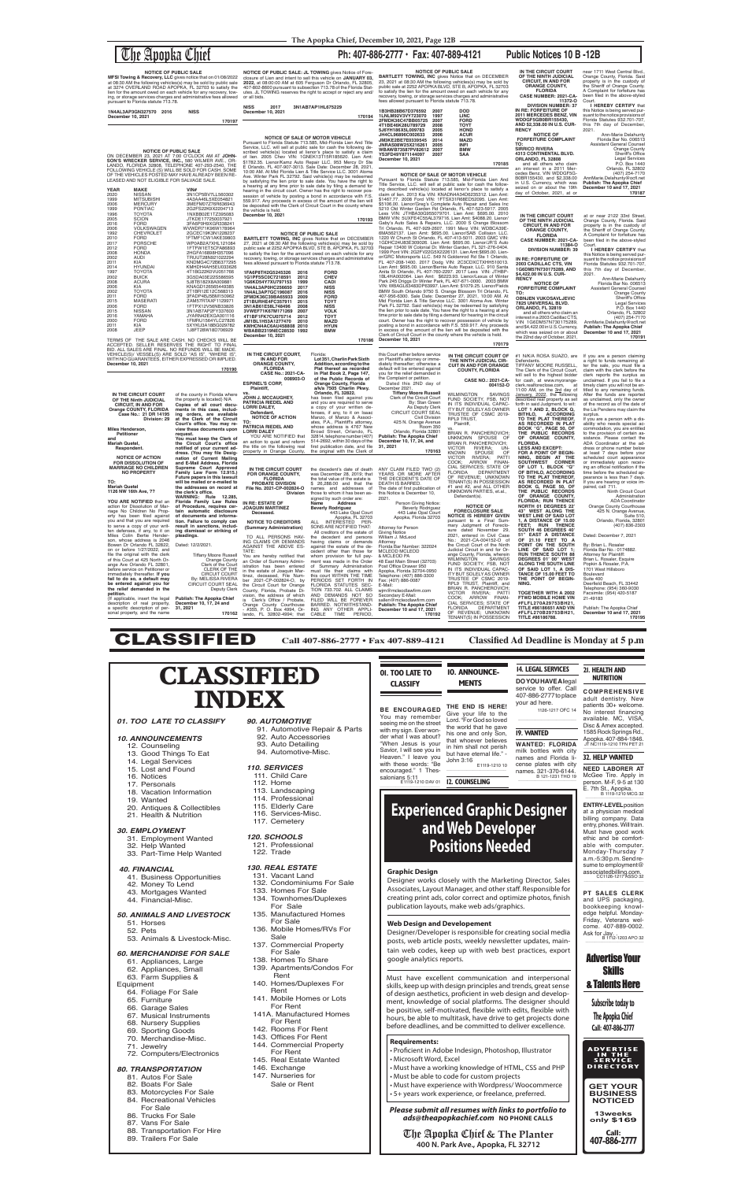# The Apopka Chief

**Ph: 407-886-2777 • Fax: 407-889-4121**

**Public Notices 10 B -12B**

**NOTICE OF PUBLIC SALE**

MFSI Towing & Recovery, LLC gives notice that on 01/08/2022 at 08:30 AM the following vehicles(s) may be sold by public sale at 3274 OVERLAND ROAD APOPKA, FL 32703 to satisfy the lien for the amount owed on each vehicle for any recovery, towing, or storage services charges and administrative fees allowed pursuant to Florida statute 713.78.

1N4AL3AP3GN327570 2016 NISS

December 10, 2021

170197

**NOTICE OF PUBLIC SALE**

ON DECEMBER 23, 2021 AT 7:00 O'CLOCK AM AT JOHNSON'S WRECKER SERVICE, INC., 580 WILMER AVE., ORLANDO, FLORIDA 32808, TELEPHONE 407-293-2540, THE FOLLOWING VEHICLE (S) WILL BE SOLD FOR CASH. SOME OF THE VEHICLES POSTED MAY HAVE ALREADY BEEN RELEASED AND NOT ELIGIBLE FOR SALVAGE SALE.

| YEAR | MAKE | VIN# |
|---|---|---|
| 2020 | NISSAN | 3N1CP5BV7LL560302 |
| 1999 | MITSUBISHI | 4A3AA46L5XE054821 |
| 2015 | MERCURY | 3MEFM07Z76R638943 |
| 1999 | PONTIAC | 2G2FS22K9X2204713 |
| 1996 | TOYOTA | 1NXBB02E1TZ395083 |
| 2005 | SCION | JTKDE177450037931 |
| 2018 | FORD | 3FA6P0H9XGR338241 |
| 2010 | VOLKSWAGEN | WVWDR71K96W178964 |
| 1992 | CHEVROLET | 2GCEC19K3N1228237 |
| 2010 | FORD | 1FTMF1CW1AKE39603 |
| 2017 | PORSCHE | WP0AB2A7XHL121084 |
| 2012 | FORD | 1FTFW1ET1CFA86803 |
| 2008 | HONDA | 2HGFA16898H357096 |
| 2002 | AUDI | TRUUT28N921022294 |
| 2011 | KIA | KNDMG4C72B6377255 |
| 2014 | HYUNDAI | KMHDH4AH5EU033626 |
| 1997 | TOYOTA | 4T1BG22K0VU051766 |
| 2002 | BUICK | 3G5DA03E23S586595 |
| 2006 | ACURA | 5J8TB18268A009881 |
| 2005 | KIA | KNAGD128565449365 |
| 2002 | TOYOTA | 2T1BR12E12C568313 |
| 2011 | FORD | 3FADP4EJ5BM150902 |
| 2015 | MASERATI | ZAM57RTAXF1129971 |
| 2006 | FORD | 1FTPX12V56NB33826 |
| 2015 | NISSAN | 3N1AB7AP2FY337600 |
| 2016 | YAMAHA | JYARN42EXGA001116 |
| 2000 | FORD | 1FMRU15W4YLC27626 |
| 2011 | KIA | 5XYKU3A1BG520762 |
| 2008 | JEEP | 1J8FT28W18D706929 |

TERMS OF THE SALE ARE CASH. NO CHECKS WILL BE ACCEPTED. SELLER RESERVES THE RIGHT TO FINAL BID. ALL SALES ARE FINAL. NO REFUNDS WILL BE MADE. VEHICLE(S)/ VESSEL(S) ARE SOLD "AS IS", "WHERE IS", WITH NO GUARANTEES, EITHER EXPRESSED OR IMPLIED.

December 10, 2021

170190

**IN THE CIRCUIT COURT OF The NINTH JUDICIAL CIRCUIT, IN AND FOR Orange COUNTY, FLORIDA**

Case No.: 21 DR 14195

Division: 29

Miles Henderson, Petitioner

and

Mariah Ouelet, Respondent.

**NOTICE OF ACTION FOR DISSOLUTION OF MARRIAGE NO CHILDREN NO PROPERTY**

TO: Mariah Ouelet

1126 NW 10th Ave, ??

YOU ARE NOTIFIED that an action for Dissolution of Marriage No Children No Property has been filed against you and that you are required to serve a copy of your written defenses, if any, to it on Miles Colin Bertie Henderson, whose address is 2046 Bowen Dr Orlando FL 32822, on or before 1/27/2022, and file the original with the clerk of this Court at 425 North Orange Ave Orlando FL 32801, before service on Petitioner or immediately thereafter. If you fail to do so, a default may be entered against you for the relief demanded in the petition.

{If applicable, insert the legal description of real property, a specific description of personal property, and the name of the county in Florida where the property is located} N/A

Copies of all court documents in this case, including orders, are available at the Clerk of the Circuit Court's office. You may review these documents upon request.

You must keep the Clerk of the Circuit Court's office notified of your current address. (You may file Designation of Current Mailing and E-Mail Address, Florida Supreme Court Approved Family Law Form 12.915.) Future papers in this lawsuit will be mailed or e-mailed to the addresses on record at the clerk's office.

WARNING: Rule 12.285, Florida Family Law Rules of Procedure, requires certain automatic disclosure of documents and information. Failure to comply can result in sanctions, including dismissal or striking of pleadings.

Dated: 12/2/2021.

Tiffany Moore Russell
Orange County
Clerk of the Court
CLERK OF THE CIRCUIT COURT
By: MELISSA RIVERA
CIRCUIT COURT SEAL
Deputy Clerk

Publish: The Apopka Chief
December 10, 17, 24, and 31, 2021

170162

**NOTICE OF PUBLIC SALE: JL TOWING** gives Notice of Foreclosure of Lien and intent to sell this vehicle on **JANUARY 03, 2022**, at 08:00:00 AM at 605 Ferguson Dr. Orlando, FL 32805, 407-802-8600 pursuant to subsection 713.78 of the Florida Statutes. JL TOWING reserves the right to accept or reject any and/or all bids.

NISS 2017 3N1AB7AP1HL675229

December 10, 2021

170194

**NOTICE OF SALE OF MOTOR VEHICLE**

Pursuant to Florida Statute 713.585, Mid-Florida Lien And Title Service, LLC. will sell at public sale for cash the following described vehicle(s) located at lienor's place to satisfy a claim of lien. 2005 Chev VIN: 1GNEK13T15R185820. Lien Amt: $1783.35. Lienor/Kanss Auto Repair LLC. 953 Mercy Dr Ste E Orlando, FL 407-907-3013. Sale Date: December 28, 2021, 10:00 AM. At Mid Florida Lien & Title Service LLC. 3001 Aloma Ave. Winter Park FL 32792. Said vehicle(s) may be redeemed by satisfying the lien prior to sale date. You have the right to a hearing at any time prior to sale date by filing a demand for hearing in the circuit court. Owner has the right to recover possession of vehicle by posting a bond in accordance with F.S. 559.917. Any proceeds in excess of the amount of the lien will be deposited with the Clerk of Circuit Court in the county where the vehicle is held.

December 10, 2021

170193

**NOTICE OF PUBLIC SALE**

BARTLETT TOWING, INC gives Notice that on DECEMBER 27, 2021 at 08:30 AM the following vehicle(s) may be sold by public sale at 2252 APOPKA BLVD. STE B APOPKA, FL 32703 to satisfy the lien for the amount owed on each vehicle for any recovery, towing, or storage services charges and administrative fees allowed pursuant to Florida statute 713.78.

| | | |
|---|---|---|
| 1FA6P8TH2G5245326 | 2016 | FORD |
| 1G1PF5SC0C7218591 | 2012 | CHEV |
| 1G6KD54Y7XU797153 | 1999 | CADI |
| 1N4AL3AP0HC256650 | 2017 | NISS |
| 1N4AL3AP7GC199597 | 2016 | NISS |
| 2FMDK36C99BA89933 | 2009 | FORD |
| 2T1BURHE4FC357911 | 2015 | TOYT |
| 3N1AB61E58L748406 | 2008 | NISS |
| 3VWEF71K67M171269 | 2007 | VOLK |
| 4T1BF1FK7CU075714 | 2012 | TOYT |
| JM1BL1H53A1277470 | 2010 | MAZD |
| KMHCH4AE4AU458808 | 2010 | HYUN |
| WBABB2310NEC28530 | 1992 | BMW |

December 10, 2021

170186

**IN THE CIRCUIT COURT, IN AND FOR ORANGE COUNTY, FLORIDA**

CASE No.: 2021-CA-008903-O

ESPINEL'S CORP., Plaintiff,

vs.

JOHN J. MCCAUGHEY, PATRICIA RIEDEL AND LORRI DALEY, Defendant,

**NOTICE OF ACTION**

TO: PATRICIA RIEDEL AND LORRI DALEY

YOU ARE NOTIFIED that an action to quiet and reform the title on the following real property in Orange County, Florida:

Lot 351, Charlin Park Sixth Addition, according to the Plat thereof as recorded in Plat Book 2, Page 147, of the Public Records of Orange County, Florida a/k/a 7505 Charlin Pkwy, Orlando, FL 32822.

has been filed against you and you are required to serve a copy of your written defenses, if any, to it on Isaac Manzo, of Manzo & Associates, P.A., Plaintiff's attorney, whose address is 4767 New Broad Street, Orlando, FL 32814, telephone number (407) 514-2692, within 30 days of the first publication date, and file the original with the Clerk of this Court either before service on Plaintiff's attorney or immediately thereafter; otherwise a default will be entered against you for the relief demanded in the Complaint or petition.

Dated this 2ND day of December 2021.

Tiffany Moore Russell
Clerk of the Circuit Court
By: Stan Green
Deputy Clerk
CIRCUIT COURT SEAL
Civil Division
425 N. Orange Avenue
Room 350
Orlando, Florida 32801

Publish: The Apopka Chief
December 10, 17, 24, and 31, 2021

170163

**IN THE CIRCUIT COURT FOR ORANGE COUNTY, FLORIDA PROBATE DIVISION**

File No. 2021-CP-002824-O

Division

IN RE: ESTATE OF JOAQUIN MARTINEZ Deceased.

**NOTICE TO CREDITORS (Summary Administration)**

TO ALL PERSONS HAVING CLAIMS OR DEMANDS AGAINST THE ABOVE ESTATE:

You are hereby notified that an Order of Summary Administration has been entered in the estate of Joaquin Martinez, deceased, File Number 2021-CP-002824-O, by the Circuit Court for Orange County, Florida, Probate Division, the address of which is Clerk's Office / Probate, Orange County Courthouse - #355, P. O. Box 4994, Orlando, FL 32802-4994; that the decedent's date of death was December 28, 2019; that the total value of the estate is $ 26,288.00 and that the names and addresses of those to whom it has been assigned by such order are:

Name Address
Beverly Rodriguez
443 Lake Opal Court
Apopka, FL 32703

ALL INTERESTED PERSONS ARE NOTIFIED THAT:

All creditors of the estate of the decedent and persons having claims or demands against the estate of the decedent other than those for whom provision for full payment was made in the Order of Summary Administration must file their claims with this court WITHIN THE TIME PERIODS SET FORTH IN FLORIDA STATUTES SECTION 733.702. ALL CLAIMS AND DEMANDS NOT SO FILED WILL BE FOREVER BARRED. NOTWITHSTANDING ANY OTHER APPLICABLE TIME PERIOD, ANY CLAIM FILED TWO (2) YEARS OR MORE AFTER THE DECEDENT'S DATE OF DEATH IS BARRED.

The date of first publication of this Notice is December 10, 2021.

Person Giving Notice:
Beverly Rodriguez
443 Lake Opal Court
Apopka, Florida 32703

Attorney for Person Giving Notice
William J. McLeod
Attorney
Florida Bar Number: 322024
MCLEOD MCLEOD & MCLEOD PA
48 East Main Street (32703)
Post Office Drawer 950
Apopka, Florida 32704-0950
Telephone: (407) 886-3300
Fax: (407) 886-0087
E-Mail: wjm@mcleodlawfirm.com
Secondary E-Mail: sallen@mcleodlawfirm.com

Publish: The Apopka Chief
December 10 and 17, 2021

170192

**NOTICE OF PUBLIC SALE**

BARTLETT TOWING, INC gives Notice that on DECEMBER 23, 2021 at 08:30 AM the following vehicle(s) may be sold by public sale at 2252 APOPKA BLVD. STE B APOPKA, FL 32703 to satisfy the lien for the amount owed on each vehicle for any recovery, towing, or storage services charges and administrative fees allowed pursuant to Florida statute 713.78.

| | | |
|---|---|---|
| 1B3HB28B67D576592 | 2007 | DOD |
| 1LNLM82V3VY723970 | 1997 | LINC |
| 2FMDK36C47BB05725 | 2007 | FORD |
| 4T1BE46K28U789729 | 2008 | TOYT |
| 5J6YH18655L009783 | 2005 | HOND |
| JH4CL96896C002633 | 2006 | ACUR |
| JM3KE2BE7E0339545 | 2014 | MAZD |
| JNRAS08W25X216261 | 2005 | INFI |
| WBAWB73587PV82612 | 2007 | BMW |
| YS3FD49Y871144097 | 2007 | SAA |

December 10, 2021

170185

**NOTICE OF SALE OF MOTOR VEHICLE**

Pursuant to Florida Statute 713.585, Mid-Florida Lien And Title Service, LLC. will sell at public sale for cash the following described vehicle(s) located at lienor's place to satisfy a claim of lien. 2013 Kia VIN: 5XYKT4A72DG283312. Lien Amt: $1467.77. 2008 Ford VIN: 1FTSX31R68ED52095. Lien Amt: $5106.00. Lienor/Greg's Complete Auto Repair and Sales Inc 5210 Old Winter Garden Rd Orlando, FL 407-523-5917. 2005 Lexs VIN: JTHBA30G655079701. Lien Amt: $695.00. 2010 BMW VIN: 5UXFE4C55AL379716. Lien Amt: $4088.20. Lienor/ Gaby's Auto Sales & Repairs, LLC. 2000 S Orange Blossom Tr Orlando, FL 407-929-2607. 1991 Merz VIN: WDBCA39E6MA562137. Lien Amt: $695.00. Lienor/SAB Collision LLC. 1220 W Church St Orlando, FL 407-413-5511. 2003 GMC VIN: 1GDHC24U83E300000. Lien Amt: $695.00. Lienor/JR'S Auto Repair 13400 W Colonial Dr. Winter Garden, FL 321-276-0404. 1999 Pont VIN: 1G2JF12D5X2220131. Lien Amt:$695.00. Lienor/GRC Motorsports LLC. 549 N Goldenrod Rd Ste 1 Orlando, FL 407-258-1400. 2017 Dodg VIN: 2C3CDXCT0HH510013. Lien Amt: $695.00. Lienor/Semie Auto Repair, LLC. 910 Santa Anita St Orlando, FL 407-760-2297. 2017 Lexs VIN: JTHBP1BL4HA002064. Lien Amt: $6223.93. Lienor/Lexus of Winter Park 245 Driggs Dr Winter Park, FL 407-671-0000. 2003 BMW VIN: WBAGL63483DP63997. Lien Amt: $1079.25. Lienor/Fields BMW South Orlando 9750 S. Orange Blossom Trl Orlando, FL 407-956-6300. Sale Date: December 27, 2021, 10:00 AM. At Mid Florida Lien & Title Service LLC. 3001 Aloma Ave. Winter Park FL 32792. Said vehicle(s) may be redeemed by satisfying the lien prior to sale date. You have the right to a hearing at any time prior to sale date by filing a demand for hearing in the circuit court. Owner has the right to recover possession of vehicle by posting a bond in accordance with F.S. 559.917. Any proceeds in excess of the amount of the lien will be deposited with the Clerk of Circuit Court in the county where the vehicle is held.

December 10, 2021

170179

**IN THE CIRCUIT COURT OF THE NINTH JUDICIAL CIRCUIT IN AND FOR ORANGE COUNTY, FLORIDA**

CASE NO.: 2021-CA-004152-O

WILMINGTON SAVINGS FUND SOCIETY, FSB, NOT IN ITS INDIVIDUAL CAPACITY BUT SOLELY AS OWNER TRUSTEE OF CSMC 2019-RPL9 TRUST, Plaintiff,

vs.

BRIAN R. PANCHEROVICH; UNKNOWN SPOUSE OF BRIAN R. PANCHEROVICH; VICTOR RIVERA; UNKNOWN SPOUSE OF VICTOR RIVERA; PATTI COOK; ARROW FINANCIAL SERVICES; STATE OF FLORIDA DEPARTMENT OF REVENUE; UNKNOWN TENANT(S) IN POSSESSION #1 and #2, and ALL OTHER UNKNOWN PARTIES, et.al., Defendant(s).

**NOTICE OF FORECLOSURE SALE**

NOTICE IS HEREBY GIVEN pursuant to a Final Summary Judgment of Foreclosure dated November 29, 2021, entered in Civil Case No.: 2021-CA-004152-O of the Circuit Court of the Ninth Judicial Circuit in and for Orange County, Florida, wherein WILMINGTON SAVINGS FUND SOCIETY, FSB, NOT IN ITS INDIVIDUAL CAPACITY BUT SOLELY AS OWNER TRUSTEE OF CSMC 2019-RPL9 TRUST, Plaintiff, and BRIAN R. PANCHEROVICH; VICTOR RIVERA; PATTI COOK; ARROW FINANCIAL SERVICES; STATE OF FLORIDA DEPARTMENT OF REVENUE; UNKNOWN TENANT(S) IN POSSESSION #1 N/K/A ROSA SUAZO, are Defendants.

TIFFANY MOORE RUSSELL, The Clerk of the Circuit Court, will sell to the highest bidder for cash, at www.myorangeclerk.realforeclose.com, at 11:00 AM, on the 3rd day of January, 2022, the following described real property as set forth in said Judgment, to wit:

LOT 1 AND 2, BLOCK Q, BITHLO, ACCORDING TO THE PLAT THEREOF, AS RECORDED IN PLAT BOOK "G", PAGE 50, OF THE PUBLIC RECORDS OF ORANGE COUNTY, FLORIDA.

LESS AND EXCEPT:

FOR A POINT OF BEGINNING, BEGIN AT THE SOUTHWEST CORNER OF LOT 1, BLOCK "Q" OF BITHLO, ACCORDING TO THE PLAT THEREOF, AS RECORDED IN PLAT BOOK G, PAGE 50, OF THE PUBLIC RECORDS OF ORANGE COUNTY, FLORIDA; RUN THENCE NORTH 01 DEGREES 22' 43" WEST ALONG THE WEST LINE OF SAID LOT 1, A DISTANCE OF 15.00 FEET; RUN THENCE SOUTH 46 DEGREES 40' 51" EAST A DISTANCE OF 21.10 FEET TO A POINT ON THE SOUTH LINE OF SAID LOT 1; RUN THENCE SOUTH 88 DEGREES 01' 00" WEST ALONG THE SOUTH LINE OF SAID LOT 1, A DISTANCE OF 15.00 FEET TO THE POINT OF BEGINNING.

TOGETHER WITH A 2002 FTWD MOBILE HOME VIN #FLFL270A29753BH21, TITLE #86186651 AND VIN #FLFL270B29753BH21, TITLE #86186788.

If you are a person claiming a right to funds remaining after the sale, you must file a claim with the clerk before the clerk reports the surplus as unclaimed. If you fail to file a timely claim you will not be entitled to any remaining funds. After the funds are reported as unclaimed, only the owner of the record as of the date of the Lis Pendens may claim the surplus.

If you are a person with a disability who needs special accommodation, you are entitled to the provision of certain assistance. Please contact the ADA Coordinator at the address or phone number below at least 7 days before your scheduled court appearance, or immediately upon receiving an official notification if the time before the scheduled appearance is less than 7 days. If you are hearing or voice impaired, call 711.

Ninth Circuit Court
Administration
ADA Coordinator
Orange County Courthouse
425 N. Orange Avenue,
Suite 510,
Orlando, Florida, 32801
(407) 836-2303

Dated: December 7, 2021

By: Brian L. Rosaler
Florida Bar No.: 0174882.
Attorney for Plaintiff:
Brian L. Rosaler, Esquire
Popkin & Rosaler, P.A.
1701 West Hillsboro Boulevard
Suite 400
Deerfield Beach, FL 33442
Telephone: (954) 360-9030
Facsimile: (954) 420-5187
21-49183

Publish: The Apopka Chief
December 10 and 17, 2021

170195

**IN THE CIRCUIT COURT OF THE NINTH JUDICIAL CIRCUIT, IN AND FOR ORANGE COUNTY, FLORIDA**

CASE NUMBER: 2021-CA-11372-O

DIVISION NUMBER: 37

IN RE: FORFEITURE OF 2011 MERCEDES BENZ, VIN WDDGF5GB0BR155430, AND $2,338.00 IN U.S. CURRENCY

**NOTICE OF FORFEITURE COMPLAINT**

TO: SIRRICO RIVERA
4313 CONTINENTAL BLVD.
ORLANDO, FL 32808

and all others who claim an interest in a 2011 Mercedes Benz, VIN WDDGF5GB0BR155430, and $2,338.00 in U.S. Currency, which was seized on or about the 19th day of October, 2021, at or near 1711 West Central Blvd., Orange County, Florida. Said property is in the custody of the Sheriff of Orange County. A Complaint for forfeiture has been filed in the above-styled Court.

I HEREBY CERTIFY that this Notice is being served pursuant to the notice provisions of Florida Statutes 932.701-707, this 7th day of December, 2021.

Ann-Marie Delahunty
Florida Bar No. 006513
Assistant General Counsel
Orange County
Sheriff's Office
Legal Services
P.O. Box 1440
Orlando, FL 32802
(407) 254-7170
AnnMarie.Delahunty@ocfl.net

Publish: The Apopka Chief
December 10 and 17, 2021

170187

**IN THE CIRCUIT COURT OF THE NINTH JUDICIAL CIRCUIT, IN AND FOR ORANGE COUNTY, FLORIDA**

CASE NUMBER: 2021-CA-11384-O

DIVISION NUMBER: 39

IN RE: FORFEITURE OF 2003 CADILLAC CTS, VIN 1G6DM57N730175289, AND $4,422.00 IN U.S. CURRENCY

**NOTICE OF FORFEITURE COMPLAINT**

TO: OBINJEN VUKOSAVLJEVIC
7823 UNIVERSAL BLVD.
ORLANDO, FL 32819

and all others who claim an interest in a 2003 Cadillac CTS, VIN 1G6DM57N730175289, and $4,422.00 in U.S. Currency, which was seized on or about the 22nd day of October, 2021, at or near 2122 33rd Street, Orange County, Florida. Said property is in the custody of the Sheriff of Orange County. A Complaint for forfeiture has been filed in the above-styled Court.

I HEREBY CERTIFY that this Notice is being served pursuant to the notice provisions of Florida Statutes 932.701-707, this 7th day of December, 2021.

Ann-Marie Delahunty
Florida Bar No. 006513
Assistant General Counsel
Orange County
Sheriff's Office
Legal Services
P.O. Box 1440
Orlando, FL 32802
(407) 254-7170
AnnMarie.Delahunty@ocfl.net

Publish: The Apopka Chief
December 10 and 17, 2021

170191

# CLASSIFIED

**Call 407-886-2777 • Fax 407-889-4121**

**Classified Ad Deadline is Monday at 5 p.m**

# CLASSIFIED INDEX

*01. TOO LATE TO CLASSIFY*

*10. ANNOUNCEMENTS*
12. Counseling
13. Good Things To Eat
14. Legal Services
15. Lost and Found
16. Notices
17. Personals
18. Vacation Information
19. Wanted
20. Antiques & Collectibles
21. Health & Nutrition

*30. EMPLOYMENT*
31. Employment Wanted
32. Help Wanted
33. Part-Time Help Wanted

*40. FINANCIAL*
41. Business Opportunities
42. Money To Lend
43. Mortgages Wanted
44. Financial-Misc.

*50. ANIMALS AND LIVESTOCK*
51. Horses
52. Pets
53. Animals & Livestock-Misc.

*60. MERCHANDISE FOR SALE*
61. Appliances, Large
62. Appliances, Small
63. Farm Supplies & Equipment
64. Foliage For Sale
65. Furniture
66. Garage Sales
67. Musical Instruments
68. Nursery Supplies
69. Sporting Goods
70. Merchandise-Misc.
71. Jewelry
72. Computers/Electronics

*80. TRANSPORTATION*
81. Autos For Sale
82. Boats For Sale
83. Motorcycles For Sale
84. Recreational Vehicles For Sale
86. Trucks For Sale
87. Vans For Sale
88. Transportation For Hire
89. Trailers For Sale

*90. AUTOMOTIVE*
91. Automotive Repair & Parts
92. Auto Accessories
93. Auto Detailing
94. Automotive-Misc.

*110. SERVICES*
111. Child Care
112. Home
113. Landscaping
114. Professional
115. Elderly Care
116. Services-Misc.
117. Cemetery

*120. SCHOOLS*
121. Professional
122. Trade

*130. REAL ESTATE*
131. Vacant Land
132. Condominiums For Sale
133. Homes For Sale
134. Townhomes/Duplexes For Sale
135. Manufactured Homes For Sale
136. Mobile Homes/RVs For Sale
137. Commercial Property For Sale
138. Homes To Share
139. Apartments/Condos For Rent
140. Homes/Duplexes For Rent
141. Mobile Homes or Lots For Rent
141A. Manufactured Homes For Rent
142. Rooms For Rent
143. Offices For Rent
144. Commercial Property For Rent
145. Real Estate Wanted
146. Exchange
147. Nurseries for Sale or Rent

## 01. TOO LATE TO CLASSIFY

## 10. ANNOUNCEMENTS

**BE ENCOURAGED** You may remember seeing me on the street with my sign. Ever wonder what I was about? "When Jesus is your Savior, I will see you in Heaven." I leave you with these words: "Be encouraged." 1 Thessalonians 5:11 E1119-1210 DAV 01

**THE END IS HERE!** Give your life to the Lord. "For God so loved the world that he gave his one and only Son, that whoever believes in him shall not perish but have eternal life." - John 3:16 E1119-1210 10

## 12. COUNSELING

## 14. LEGAL SERVICES

**DO YOU HAVE A** legal service to offer. Call 407-886-2777 to place your ad here. 1126-1217 OFC 14

## 19. WANTED

**WANTED: FLORIDA** milk bottles with city names and Florida license plates with city names. 321-370-6144. B 121-1231 THO 19

## 21. HEALTH AND NUTRITION

**COMPREHENSIVE** adult dentistry. New patients 30+ welcome. No interest financing available. MC, VISA, Disc & Amex accepted. 1585 Rock Springs Rd., Apopka. 407-884-1846. JT NC1119-1210 TFN PET 21

## 32. HELP WANTED

**NEED LABORER AT** McGee Tire. Apply in person, M-F, 9-5 at 130 E. 7th St., Apopka. B 1119-1210 MCG 32

**ENTRY-LEVEL** position at a physician medical billing company. Data entry, phones. Will train. Must have good work ethic and be comfortable with computer. Monday-Thursday 7 a.m.-5:30 p.m. Send resume to employment@associatedbilling.com. CC1126-1217 ASSO 32

**PT SALES CLERK** and UPS packaging, bookkeeping knowledge helpful. Monday-Friday, Veterans welcome. 407-889-0002. Ask for Jay. B 1112-1203 APO 32

# Experienced Graphic Designer and Web Developer Positions Needed

**Graphic Design**

Designer works closely with the Marketing Director, Sales Associates, Layout Manager, and other staff. Responsible for creating print ads, color correct and optimize photos, finish publication layouts, make web ads/graphics.

**Web Design and Development**

Designer/Developer is responsible for creating social media posts, web article posts, weekly newsletter updates, maintain web codes, keep up with web best practices, export google analytics reports.

Must have excellent communication and interpersonal skills, keep up with design principles and trends, great sense of design aesthetics, proficient in web design and development, knowledge of social platforms. The designer should be positive, self-motivated, flexible with edits, flexible with hours, be able to multitask, have drive to get projects done before deadlines, and be committed to deliver excellence.

**Requirements:**
- Proficient in Adobe Indesign, Photoshop, Illustrator
- Microsoft Word, Excel
- Must have a working knowledge of HTML, CSS and PHP
- Must be able to code for custom projects
- Must have experience with Wordpress/ Woocommerce
- 5+ years work experience, or freelance, preferred.

*Please submit all resumes with links to portfolio to ads@theapopkachief.com* **NO PHONE CALLS**

The Apopka Chief & The Planter
400 N. Park Ave., Apopka, FL 32712

**Advertise Your Skills & Talents Here**

Subscribe today to The Apopka Chief
Call: 407-886-2777

**ADVERTISE IN THE SERVICE DIRECTORY**

**GET YOUR BUSINESS NOTICED**

13weeks only $169

Call: 407-886-2777